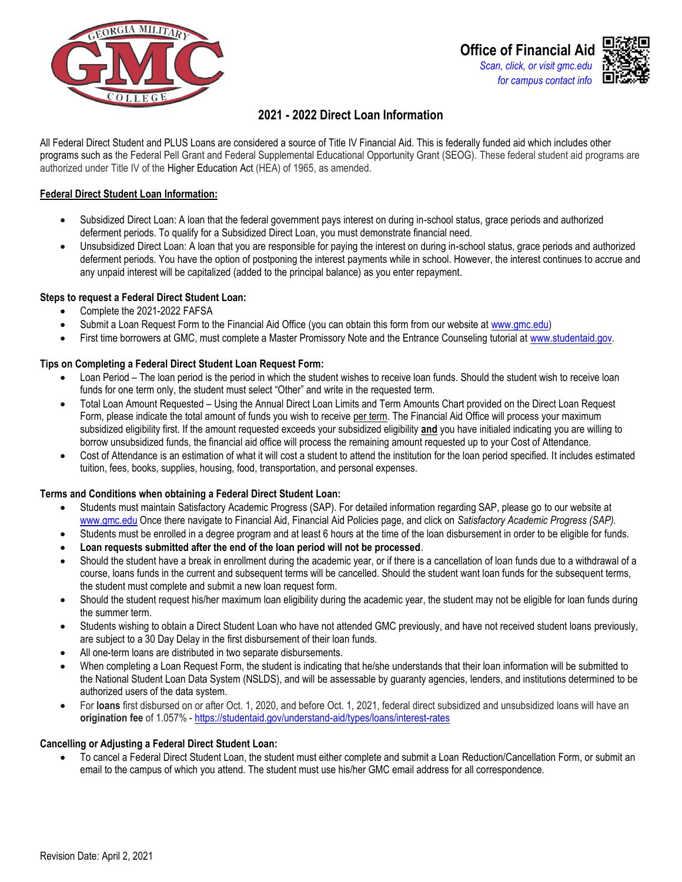**Office of Financial Aid**

*Scan, click, or visit gmc.edu for campus contact info*

# 2021 - 2022 Direct Loan Information

All Federal Direct Student and PLUS Loans are considered a source of Title IV Financial Aid. This is federally funded aid which includes other programs such as the Federal Pell Grant and Federal Supplemental Educational Opportunity Grant (SEOG). These federal student aid programs are authorized under Title IV of the Higher Education Act (HEA) of 1965, as amended.

## Federal Direct Student Loan Information:

- Subsidized Direct Loan: A loan that the federal government pays interest on during in-school status, grace periods and authorized deferment periods. To qualify for a Subsidized Direct Loan, you must demonstrate financial need.
- Unsubsidized Direct Loan: A loan that you are responsible for paying the interest on during in-school status, grace periods and authorized deferment periods. You have the option of postponing the interest payments while in school. However, the interest continues to accrue and any unpaid interest will be capitalized (added to the principal balance) as you enter repayment.

### Steps to request a Federal Direct Student Loan:

- Complete the 2021-2022 FAFSA
- Submit a Loan Request Form to the Financial Aid Office (you can obtain this form from our website at www.gmc.edu)
- First time borrowers at GMC, must complete a Master Promissory Note and the Entrance Counseling tutorial at www.studentaid.gov.

### Tips on Completing a Federal Direct Student Loan Request Form:

- Loan Period – The loan period is the period in which the student wishes to receive loan funds. Should the student wish to receive loan funds for one term only, the student must select "Other" and write in the requested term.
- Total Loan Amount Requested – Using the Annual Direct Loan Limits and Term Amounts Chart provided on the Direct Loan Request Form, please indicate the total amount of funds you wish to receive per term. The Financial Aid Office will process your maximum subsidized eligibility first. If the amount requested exceeds your subsidized eligibility **and** you have initialed indicating you are willing to borrow unsubsidized funds, the financial aid office will process the remaining amount requested up to your Cost of Attendance.
- Cost of Attendance is an estimation of what it will cost a student to attend the institution for the loan period specified. It includes estimated tuition, fees, books, supplies, housing, food, transportation, and personal expenses.

### Terms and Conditions when obtaining a Federal Direct Student Loan:

- Students must maintain Satisfactory Academic Progress (SAP). For detailed information regarding SAP, please go to our website at www.gmc.edu Once there navigate to Financial Aid, Financial Aid Policies page, and click on *Satisfactory Academic Progress (SAP).*
- Students must be enrolled in a degree program and at least 6 hours at the time of the loan disbursement in order to be eligible for funds.
- **Loan requests submitted after the end of the loan period will not be processed**.
- Should the student have a break in enrollment during the academic year, or if there is a cancellation of loan funds due to a withdrawal of a course, loans funds in the current and subsequent terms will be cancelled. Should the student want loan funds for the subsequent terms, the student must complete and submit a new loan request form.
- Should the student request his/her maximum loan eligibility during the academic year, the student may not be eligible for loan funds during the summer term.
- Students wishing to obtain a Direct Student Loan who have not attended GMC previously, and have not received student loans previously, are subject to a 30 Day Delay in the first disbursement of their loan funds.
- All one-term loans are distributed in two separate disbursements.
- When completing a Loan Request Form, the student is indicating that he/she understands that their loan information will be submitted to the National Student Loan Data System (NSLDS), and will be assessable by guaranty agencies, lenders, and institutions determined to be authorized users of the data system.
- For **loans** first disbursed on or after Oct. 1, 2020, and before Oct. 1, 2021, federal direct subsidized and unsubsidized loans will have an **origination fee** of 1.057% - https://studentaid.gov/understand-aid/types/loans/interest-rates

### Cancelling or Adjusting a Federal Direct Student Loan:

- To cancel a Federal Direct Student Loan, the student must either complete and submit a Loan Reduction/Cancellation Form, or submit an email to the campus of which you attend. The student must use his/her GMC email address for all correspondence.

Revision Date: April 2, 2021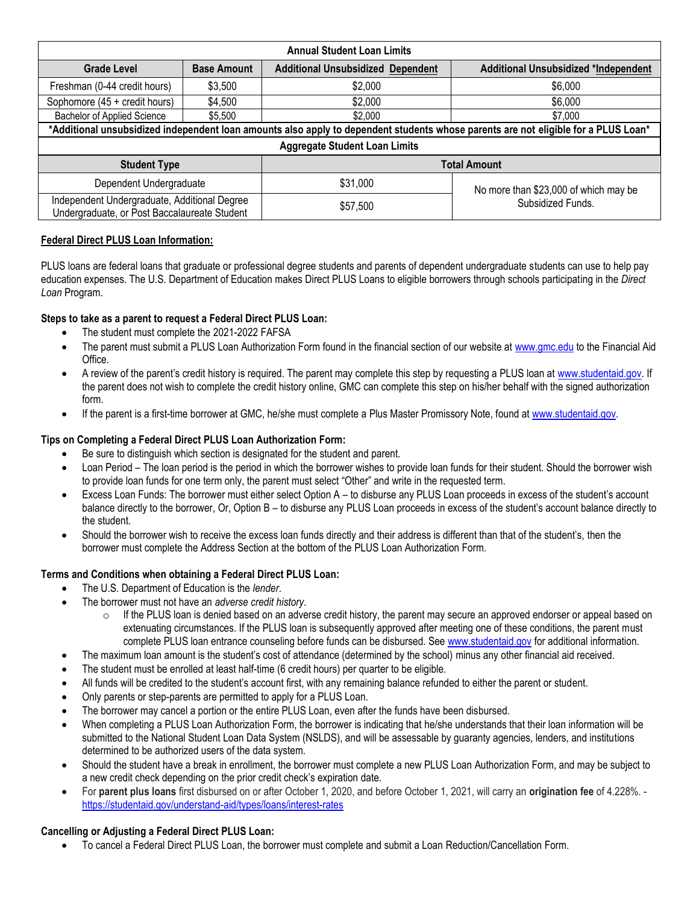| Annual Student Loan Limits | | | |
|---|---|---|---|
| **Grade Level** | **Base Amount** | **Additional Unsubsidized <u>Dependent</u>** | **Additional Unsubsidized *<u>Independent</u>** |
| Freshman (0-44 credit hours) | $3,500 | $2,000 | $6,000 |
| Sophomore (45 + credit hours) | $4,500 | $2,000 | $6,000 |
| Bachelor of Applied Science | $5,500 | $2,000 | $7,000 |

***Additional unsubsidized independent loan amounts also apply to dependent students whose parents are not eligible for a PLUS Loan***

| Aggregate Student Loan Limits | | |
|---|---|---|
| **Student Type** | **Total Amount** | |
| Dependent Undergraduate | $31,000 | No more than $23,000 of which may be Subsidized Funds. |
| Independent Undergraduate, Additional Degree Undergraduate, or Post Baccalaureate Student | $57,500 | |

**<u>Federal Direct PLUS Loan Information:</u>**

PLUS loans are federal loans that graduate or professional degree students and parents of dependent undergraduate students can use to help pay education expenses. The U.S. Department of Education makes Direct PLUS Loans to eligible borrowers through schools participating in the *Direct Loan* Program.

**Steps to take as a parent to request a Federal Direct PLUS Loan:**

- The student must complete the 2021-2022 FAFSA
- The parent must submit a PLUS Loan Authorization Form found in the financial section of our website at www.gmc.edu to the Financial Aid Office.
- A review of the parent's credit history is required. The parent may complete this step by requesting a PLUS loan at www.studentaid.gov. If the parent does not wish to complete the credit history online, GMC can complete this step on his/her behalf with the signed authorization form.
- If the parent is a first-time borrower at GMC, he/she must complete a Plus Master Promissory Note, found at www.studentaid.gov.

**Tips on Completing a Federal Direct PLUS Loan Authorization Form:**

- Be sure to distinguish which section is designated for the student and parent.
- Loan Period – The loan period is the period in which the borrower wishes to provide loan funds for their student. Should the borrower wish to provide loan funds for one term only, the parent must select "Other" and write in the requested term.
- Excess Loan Funds: The borrower must either select Option A – to disburse any PLUS Loan proceeds in excess of the student's account balance directly to the borrower, Or, Option B – to disburse any PLUS Loan proceeds in excess of the student's account balance directly to the student.
- Should the borrower wish to receive the excess loan funds directly and their address is different than that of the student's, then the borrower must complete the Address Section at the bottom of the PLUS Loan Authorization Form.

**Terms and Conditions when obtaining a Federal Direct PLUS Loan:**

- The U.S. Department of Education is the *lender*.
- The borrower must not have an *adverse credit history*.
  - If the PLUS loan is denied based on an adverse credit history, the parent may secure an approved endorser or appeal based on extenuating circumstances. If the PLUS loan is subsequently approved after meeting one of these conditions, the parent must complete PLUS loan entrance counseling before funds can be disbursed. See www.studentaid.gov for additional information.
- The maximum loan amount is the student's cost of attendance (determined by the school) minus any other financial aid received.
- The student must be enrolled at least half-time (6 credit hours) per quarter to be eligible.
- All funds will be credited to the student's account first, with any remaining balance refunded to either the parent or student.
- Only parents or step-parents are permitted to apply for a PLUS Loan.
- The borrower may cancel a portion or the entire PLUS Loan, even after the funds have been disbursed.
- When completing a PLUS Loan Authorization Form, the borrower is indicating that he/she understands that their loan information will be submitted to the National Student Loan Data System (NSLDS), and will be assessable by guaranty agencies, lenders, and institutions determined to be authorized users of the data system.
- Should the student have a break in enrollment, the borrower must complete a new PLUS Loan Authorization Form, and may be subject to a new credit check depending on the prior credit check's expiration date.
- For **parent plus loans** first disbursed on or after October 1, 2020, and before October 1, 2021, will carry an **origination fee** of 4.228%. - https://studentaid.gov/understand-aid/types/loans/interest-rates

**Cancelling or Adjusting a Federal Direct PLUS Loan:**

- To cancel a Federal Direct PLUS Loan, the borrower must complete and submit a Loan Reduction/Cancellation Form.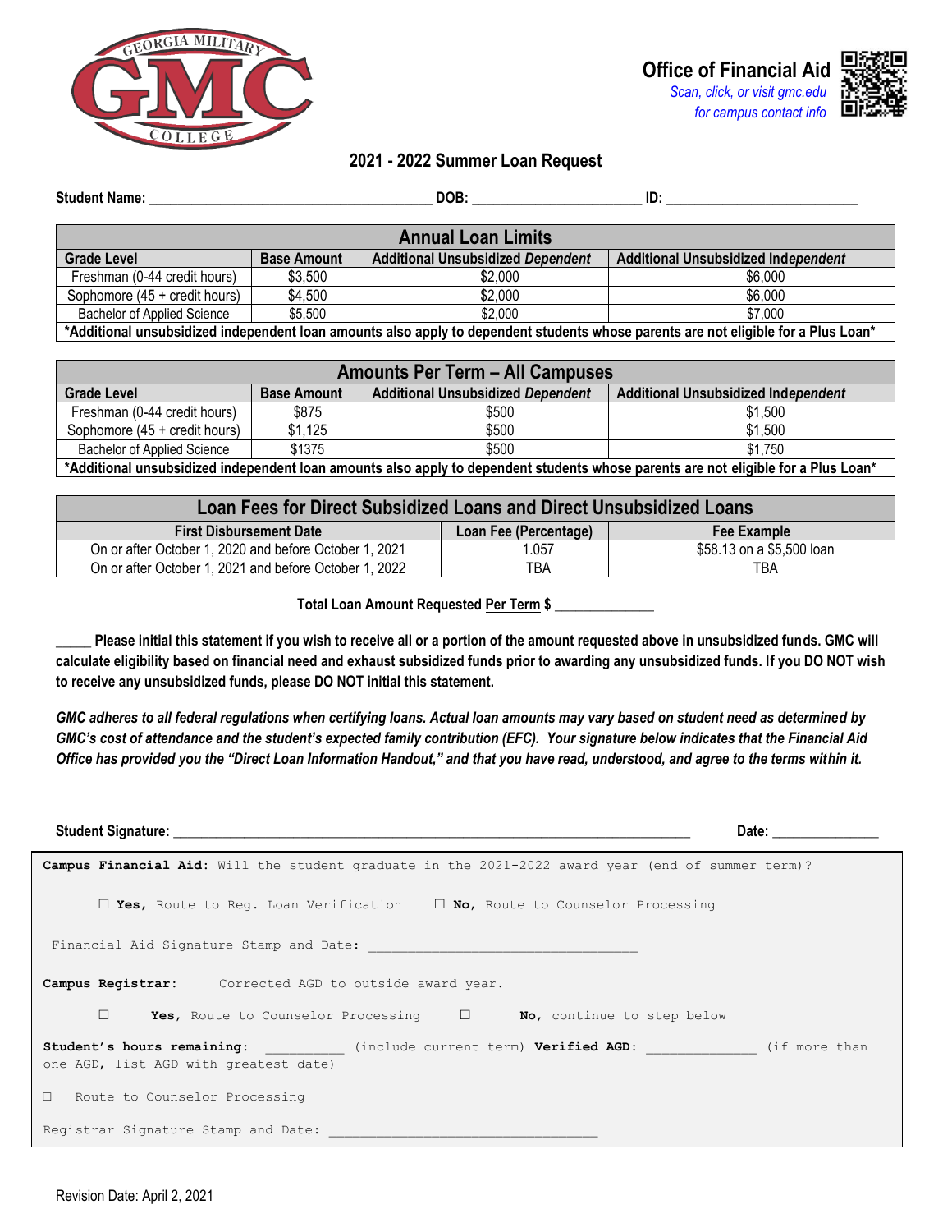Office of Financial Aid
*Scan, click, or visit gmc.edu for campus contact info*

## 2021 - 2022 Summer Loan Request

**Student Name:** ______________________________________ **DOB:** ______________________ **ID:** _________________________

| Annual Loan Limits | | | |
|---|---|---|---|
| **Grade Level** | **Base Amount** | **Additional Unsubsidized *Dependent*** | **Additional Unsubsidized Inde*pendent*** |
| Freshman (0-44 credit hours) | $3,500 | $2,000 | $6,000 |
| Sophomore (45 + credit hours) | $4,500 | $2,000 | $6,000 |
| Bachelor of Applied Science | $5,500 | $2,000 | $7,000 |
| **\*Additional unsubsidized independent loan amounts also apply to dependent students whose parents are not eligible for a Plus Loan\*** | | | |

| Amounts Per Term – All Campuses | | | |
|---|---|---|---|
| **Grade Level** | **Base Amount** | **Additional Unsubsidized *Dependent*** | **Additional Unsubsidized Inde*pendent*** |
| Freshman (0-44 credit hours) | $875 | $500 | $1,500 |
| Sophomore (45 + credit hours) | $1,125 | $500 | $1,500 |
| Bachelor of Applied Science | $1375 | $500 | $1,750 |
| **\*Additional unsubsidized independent loan amounts also apply to dependent students whose parents are not eligible for a Plus Loan\*** | | | |

| Loan Fees for Direct Subsidized Loans and Direct Unsubsidized Loans | | |
|---|---|---|
| **First Disbursement Date** | **Loan Fee (Percentage)** | **Fee Example** |
| On or after October 1, 2020 and before October 1, 2021 | 1.057 | $58.13 on a $5,500 loan |
| On or after October 1, 2021 and before October 1, 2022 | TBA | TBA |

**Total Loan Amount Requested Per Term $** _____________

**_____ Please initial this statement if you wish to receive all or a portion of the amount requested above in unsubsidized funds. GMC will calculate eligibility based on financial need and exhaust subsidized funds prior to awarding any unsubsidized funds. If you DO NOT wish to receive any unsubsidized funds, please DO NOT initial this statement.**

***GMC adheres to all federal regulations when certifying loans. Actual loan amounts may vary based on student need as determined by GMC's cost of attendance and the student's expected family contribution (EFC). Your signature below indicates that the Financial Aid Office has provided you the "Direct Loan Information Handout," and that you have read, understood, and agree to the terms within it.***

**Student Signature:** ______________________________________________________________ **Date:** ______________

**Campus Financial Aid:** Will the student graduate in the 2021-2022 award year (end of summer term)?

☐ **Yes,** Route to Reg. Loan Verification ☐ **No,** Route to Counselor Processing

Financial Aid Signature Stamp and Date: _________________________________

**Campus Registrar:** Corrected AGD to outside award year.

☐ **Yes,** Route to Counselor Processing ☐ **No,** continue to step below

**Student's hours remaining:** _________ (include current term) **Verified AGD:** _____________ (if more than one AGD, list AGD with greatest date)

☐ Route to Counselor Processing

Registrar Signature Stamp and Date: _________________________________

Revision Date: April 2, 2021